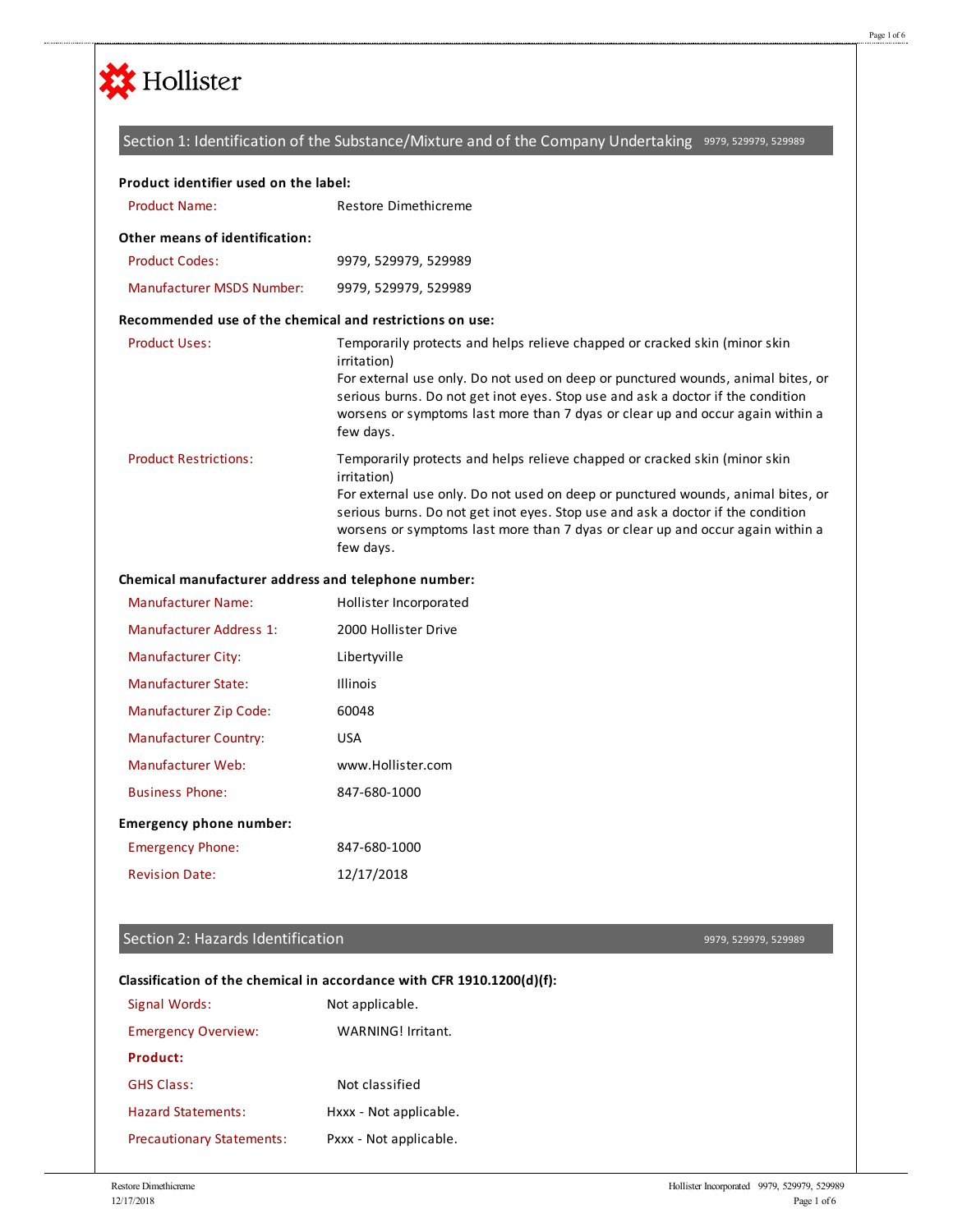Hollister

## Section 1: Identification of the Substance/Mixture and of the Company Undertaking 9979, 529979, 529989

**Product identifier used on the label:**

Product Name: Restore Dimethicreme

**Other means of identification:**

Product Codes: 9979, 529979, 529989

Manufacturer MSDS Number: 9979, 529979, 529989

**Recommended use of the chemical and restrictions on use:**

Product Uses: Temporarily protects and helps relieve chapped or cracked skin (minor skin irritation)
For external use only. Do not used on deep or punctured wounds, animal bites, or serious burns. Do not get inot eyes. Stop use and ask a doctor if the condition worsens or symptoms last more than 7 dyas or clear up and occur again within a few days.

Product Restrictions: Temporarily protects and helps relieve chapped or cracked skin (minor skin irritation)
For external use only. Do not used on deep or punctured wounds, animal bites, or serious burns. Do not get inot eyes. Stop use and ask a doctor if the condition worsens or symptoms last more than 7 dyas or clear up and occur again within a few days.

**Chemical manufacturer address and telephone number:**

Manufacturer Name: Hollister Incorporated

Manufacturer Address 1: 2000 Hollister Drive

Manufacturer City: Libertyville

Manufacturer State: Illinois

Manufacturer Zip Code: 60048

Manufacturer Country: USA

Manufacturer Web: www.Hollister.com

Business Phone: 847-680-1000

**Emergency phone number:**

Emergency Phone: 847-680-1000

Revision Date: 12/17/2018

## Section 2: Hazards Identification 9979, 529979, 529989

**Classification of the chemical in accordance with CFR 1910.1200(d)(f):**

Signal Words: Not applicable.

Emergency Overview: WARNING! Irritant.

**Product:**

GHS Class: Not classified

Hazard Statements: Hxxx - Not applicable.

Precautionary Statements: Pxxx - Not applicable.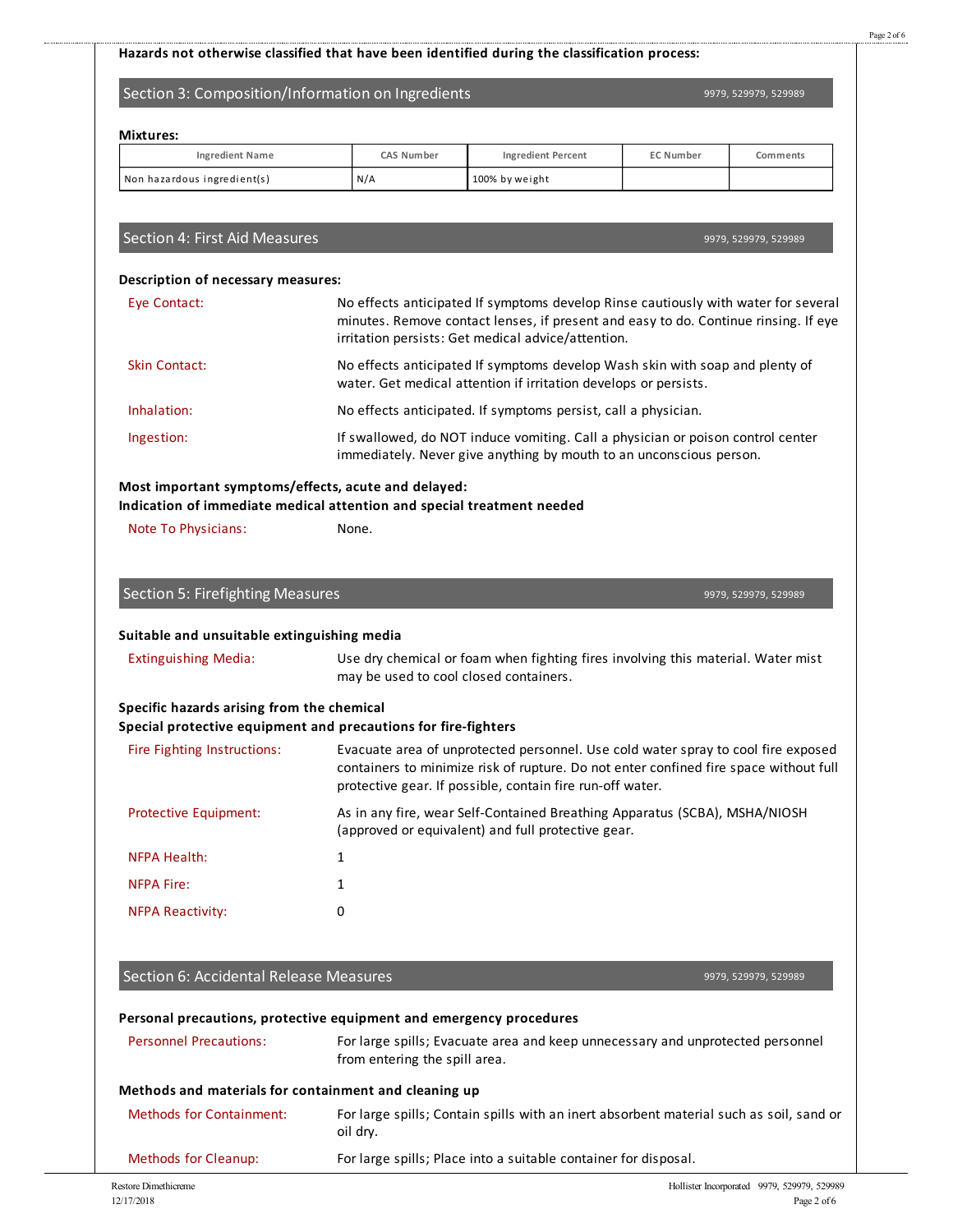**Hazards not otherwise classified that have been identified during the classification process:**

## Section 3: Composition/Information on Ingredients

9979, 529979, 529989

**Mixtures:**

| Ingredient Name | CAS Number | Ingredient Percent | EC Number | Comments |
|---|---|---|---|---|
| Non hazardous ingredient(s) | N/A | 100% by weight | | |

## Section 4: First Aid Measures

9979, 529979, 529989

**Description of necessary measures:**

Eye Contact: No effects anticipated If symptoms develop Rinse cautiously with water for several minutes. Remove contact lenses, if present and easy to do. Continue rinsing. If eye irritation persists: Get medical advice/attention.

Skin Contact: No effects anticipated If symptoms develop Wash skin with soap and plenty of water. Get medical attention if irritation develops or persists.

Inhalation: No effects anticipated. If symptoms persist, call a physician.

Ingestion: If swallowed, do NOT induce vomiting. Call a physician or poison control center immediately. Never give anything by mouth to an unconscious person.

**Most important symptoms/effects, acute and delayed:**

**Indication of immediate medical attention and special treatment needed**

Note To Physicians: None.

## Section 5: Firefighting Measures

9979, 529979, 529989

**Suitable and unsuitable extinguishing media**

Extinguishing Media: Use dry chemical or foam when fighting fires involving this material. Water mist may be used to cool closed containers.

**Specific hazards arising from the chemical**

**Special protective equipment and precautions for fire-fighters**

Fire Fighting Instructions: Evacuate area of unprotected personnel. Use cold water spray to cool fire exposed containers to minimize risk of rupture. Do not enter confined fire space without full protective gear. If possible, contain fire run-off water.

Protective Equipment: As in any fire, wear Self-Contained Breathing Apparatus (SCBA), MSHA/NIOSH (approved or equivalent) and full protective gear.

NFPA Health: 1

NFPA Fire: 1

NFPA Reactivity: 0

## Section 6: Accidental Release Measures

9979, 529979, 529989

**Personal precautions, protective equipment and emergency procedures**

Personnel Precautions: For large spills; Evacuate area and keep unnecessary and unprotected personnel from entering the spill area.

**Methods and materials for containment and cleaning up**

Methods for Containment: For large spills; Contain spills with an inert absorbent material such as soil, sand or oil dry.

Methods for Cleanup: For large spills; Place into a suitable container for disposal.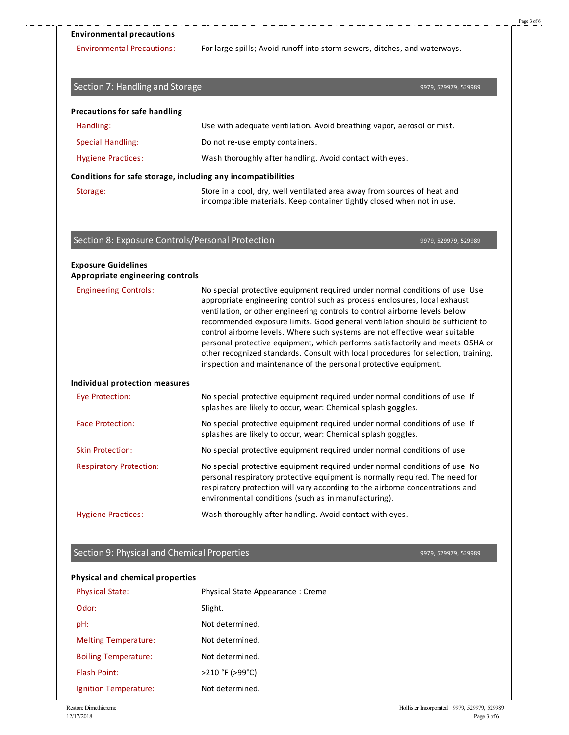### Environmental precautions

| | |
|---|---|
| Environmental Precautions: | For large spills; Avoid runoff into storm sewers, ditches, and waterways. |

## Section 7: Handling and Storage

9979, 529979, 529989

### Precautions for safe handling

| | |
|---|---|
| Handling: | Use with adequate ventilation. Avoid breathing vapor, aerosol or mist. |
| Special Handling: | Do not re-use empty containers. |
| Hygiene Practices: | Wash thoroughly after handling. Avoid contact with eyes. |

### Conditions for safe storage, including any incompatibilities

| | |
|---|---|
| Storage: | Store in a cool, dry, well ventilated area away from sources of heat and incompatible materials. Keep container tightly closed when not in use. |

## Section 8: Exposure Controls/Personal Protection

9979, 529979, 529989

### Exposure Guidelines
### Appropriate engineering controls

| | |
|---|---|
| Engineering Controls: | No special protective equipment required under normal conditions of use. Use appropriate engineering control such as process enclosures, local exhaust ventilation, or other engineering controls to control airborne levels below recommended exposure limits. Good general ventilation should be sufficient to control airborne levels. Where such systems are not effective wear suitable personal protective equipment, which performs satisfactorily and meets OSHA or other recognized standards. Consult with local procedures for selection, training, inspection and maintenance of the personal protective equipment. |

### Individual protection measures

| | |
|---|---|
| Eye Protection: | No special protective equipment required under normal conditions of use. If splashes are likely to occur, wear: Chemical splash goggles. |
| Face Protection: | No special protective equipment required under normal conditions of use. If splashes are likely to occur, wear: Chemical splash goggles. |
| Skin Protection: | No special protective equipment required under normal conditions of use. |
| Respiratory Protection: | No special protective equipment required under normal conditions of use. No personal respiratory protective equipment is normally required. The need for respiratory protection will vary according to the airborne concentrations and environmental conditions (such as in manufacturing). |
| Hygiene Practices: | Wash thoroughly after handling. Avoid contact with eyes. |

## Section 9: Physical and Chemical Properties

9979, 529979, 529989

### Physical and chemical properties

| | |
|---|---|
| Physical State: | Physical State Appearance : Creme |
| Odor: | Slight. |
| pH: | Not determined. |
| Melting Temperature: | Not determined. |
| Boiling Temperature: | Not determined. |
| Flash Point: | >210 °F (>99°C) |
| Ignition Temperature: | Not determined. |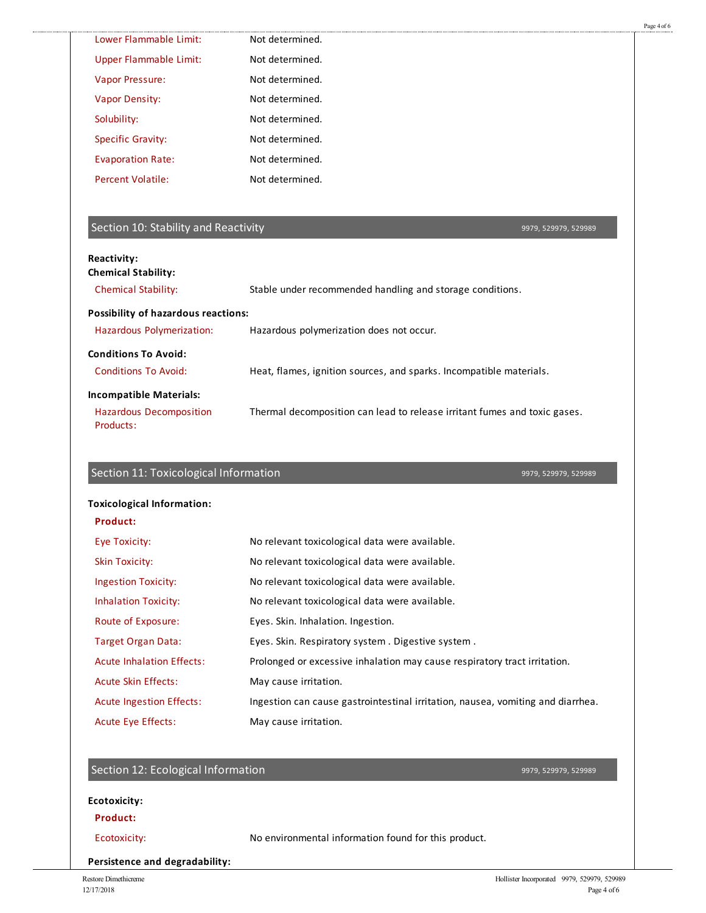| | |
|---|---|
| Lower Flammable Limit: | Not determined. |
| Upper Flammable Limit: | Not determined. |
| Vapor Pressure: | Not determined. |
| Vapor Density: | Not determined. |
| Solubility: | Not determined. |
| Specific Gravity: | Not determined. |
| Evaporation Rate: | Not determined. |
| Percent Volatile: | Not determined. |

## Section 10: Stability and Reactivity

9979, 529979, 529989

**Reactivity:**

**Chemical Stability:**

| | |
|---|---|
| Chemical Stability: | Stable under recommended handling and storage conditions. |

**Possibility of hazardous reactions:**

| | |
|---|---|
| Hazardous Polymerization: | Hazardous polymerization does not occur. |

**Conditions To Avoid:**

| | |
|---|---|
| Conditions To Avoid: | Heat, flames, ignition sources, and sparks. Incompatible materials. |

**Incompatible Materials:**

| | |
|---|---|
| Hazardous Decomposition Products: | Thermal decomposition can lead to release irritant fumes and toxic gases. |

## Section 11: Toxicological Information

9979, 529979, 529989

**Toxicological Information:**

**Product:**

| | |
|---|---|
| Eye Toxicity: | No relevant toxicological data were available. |
| Skin Toxicity: | No relevant toxicological data were available. |
| Ingestion Toxicity: | No relevant toxicological data were available. |
| Inhalation Toxicity: | No relevant toxicological data were available. |
| Route of Exposure: | Eyes. Skin. Inhalation. Ingestion. |
| Target Organ Data: | Eyes. Skin. Respiratory system . Digestive system . |
| Acute Inhalation Effects: | Prolonged or excessive inhalation may cause respiratory tract irritation. |
| Acute Skin Effects: | May cause irritation. |
| Acute Ingestion Effects: | Ingestion can cause gastrointestinal irritation, nausea, vomiting and diarrhea. |
| Acute Eye Effects: | May cause irritation. |

## Section 12: Ecological Information

9979, 529979, 529989

**Ecotoxicity:**

**Product:**

| | |
|---|---|
| Ecotoxicity: | No environmental information found for this product. |

**Persistence and degradability:**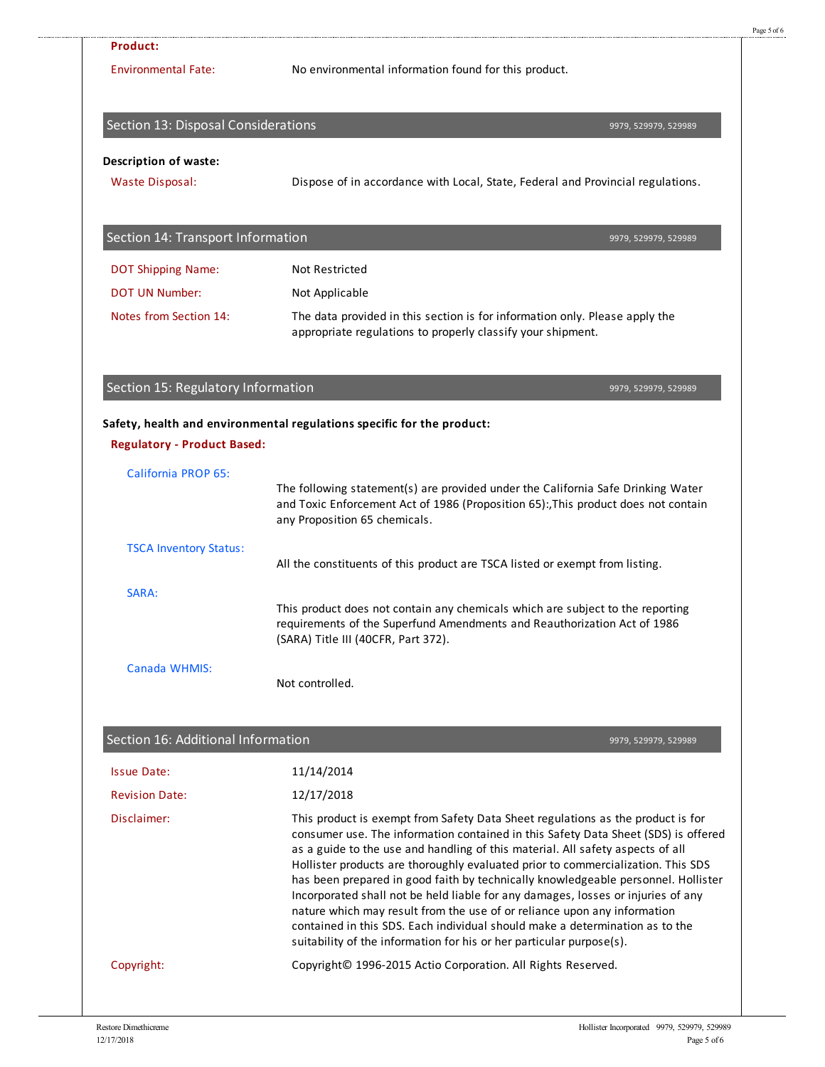**Product:**

Environmental Fate: No environmental information found for this product.

## Section 13: Disposal Considerations

9979, 529979, 529989

**Description of waste:**

Waste Disposal: Dispose of in accordance with Local, State, Federal and Provincial regulations.

## Section 14: Transport Information

9979, 529979, 529989

DOT Shipping Name: Not Restricted

DOT UN Number: Not Applicable

Notes from Section 14: The data provided in this section is for information only. Please apply the appropriate regulations to properly classify your shipment.

## Section 15: Regulatory Information

9979, 529979, 529989

**Safety, health and environmental regulations specific for the product:**

**Regulatory - Product Based:**

California PROP 65:

The following statement(s) are provided under the California Safe Drinking Water and Toxic Enforcement Act of 1986 (Proposition 65):,This product does not contain any Proposition 65 chemicals.

TSCA Inventory Status:

All the constituents of this product are TSCA listed or exempt from listing.

SARA:

This product does not contain any chemicals which are subject to the reporting requirements of the Superfund Amendments and Reauthorization Act of 1986 (SARA) Title III (40CFR, Part 372).

Canada WHMIS:

Not controlled.

## Section 16: Additional Information

9979, 529979, 529989

Issue Date: 11/14/2014

Revision Date: 12/17/2018

Disclaimer: This product is exempt from Safety Data Sheet regulations as the product is for consumer use. The information contained in this Safety Data Sheet (SDS) is offered as a guide to the use and handling of this material. All safety aspects of all Hollister products are thoroughly evaluated prior to commercialization. This SDS has been prepared in good faith by technically knowledgeable personnel. Hollister Incorporated shall not be held liable for any damages, losses or injuries of any nature which may result from the use of or reliance upon any information contained in this SDS. Each individual should make a determination as to the suitability of the information for his or her particular purpose(s).

Copyright: Copyright© 1996-2015 Actio Corporation. All Rights Reserved.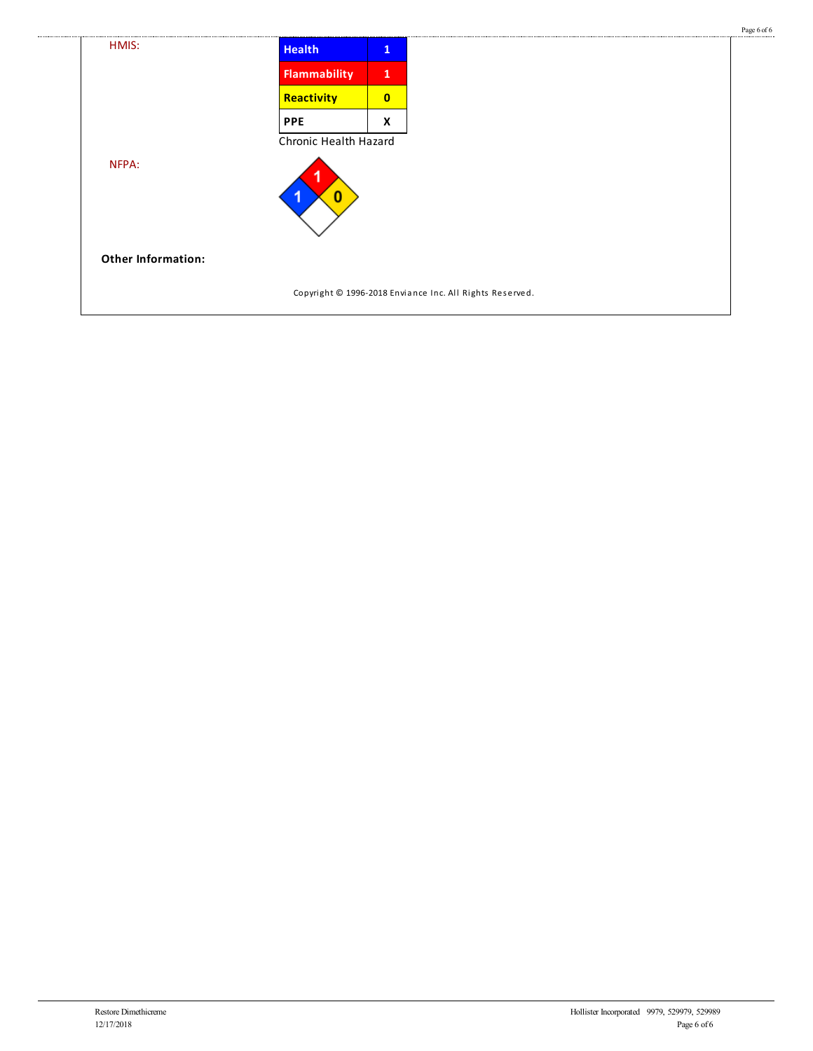HMIS:

| | |
|---|---|
| Health | 1 |
| Flammability | 1 |
| Reactivity | 0 |
| PPE | X |

Chronic Health Hazard

NFPA:

1
1
0

**Other Information:**

Copyright © 1996-2018 Enviance Inc. All Rights Reserved.